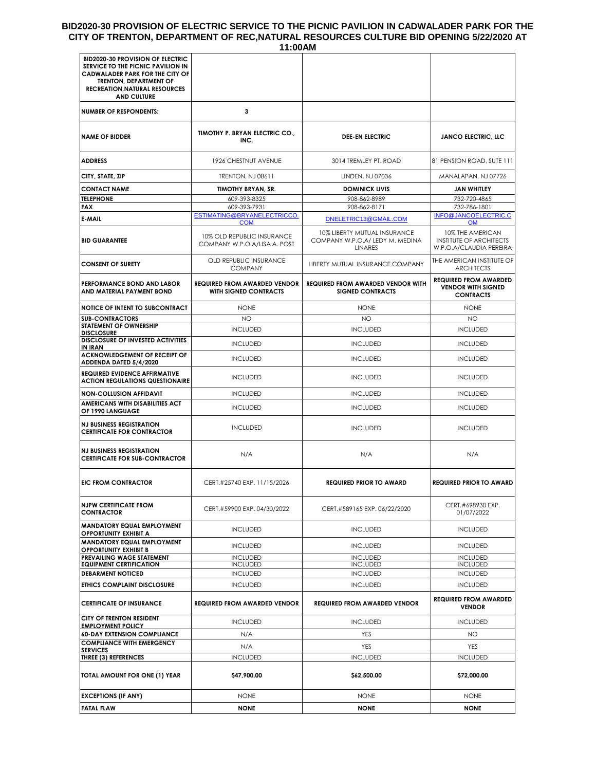# BID2020-30 PROVISION OF ELECTRIC SERVICE TO THE PICNIC PAVILION IN CADWALADER PARK FOR THE CITY OF TRENTON, DEPARTMENT OF REC,NATURAL RESOURCES CULTURE BID OPENING 5/22/2020 AT 11:00AM

| BID2020-30 PROVISION OF ELECTRIC SERVICE TO THE PICNIC PAVILION IN CADWALADER PARK FOR THE CITY OF TRENTON, DEPARTMENT OF RECREATION,NATURAL RESOURCES AND CULTURE | | | |
|---|---|---|---|
| **NUMBER OF RESPONDENTS:** | **3** | | |
| **NAME OF BIDDER** | **TIMOTHY P. BRYAN ELECTRIC CO., INC.** | **DEE-EN ELECTRIC** | **JANCO ELECTRIC, LLC** |
| **ADDRESS** | 1926 CHESTNUT AVENUE | 3014 TREMLEY PT. ROAD | 81 PENSION ROAD, SUTE 111 |
| **CITY, STATE, ZIP** | TRENTON, NJ 08611 | LINDEN, NJ 07036 | MANALAPAN, NJ 07726 |
| **CONTACT NAME** | **TIMOTHY BRYAN, SR.** | **DOMINICK LIVIS** | **JAN WHITLEY** |
| **TELEPHONE** | 609-393-8325 | 908-862-8989 | 732-720-4865 |
| **FAX** | 609-393-7931 | 908-862-8171 | 732-786-1801 |
| **E-MAIL** | ESTIMATING@BRYANELECTRICCO.COM | DNELETRIC13@GMAIL.COM | INFO@JANCOELECTRIC.COM |
| **BID GUARANTEE** | 10% OLD REPUBLIC INSURANCE COMPANY W.P.O.A/LISA A. POST | 10% LIBERTY MUTUAL INSURANCE COMPANY W.P.O.A/ LEDY M. MEDINA LINARES | 10% THE AMERICAN INSTITUTE OF ARCHITECTS W.P.O.A/CLAUDIA PEREIRA |
| **CONSENT OF SURETY** | OLD REPUBLIC INSURANCE COMPANY | LIBERTY MUTUAL INSURANCE COMPANY | THE AMERICAN INSTITUTE OF ARCHITECTS |
| **PERFORMANCE BOND AND LABOR AND MATERIAL PAYMENT BOND** | **REQUIRED FROM AWARDED VENDOR WITH SIGNED CONTRACTS** | **REQUIRED FROM AWARDED VENDOR WITH SIGNED CONTRACTS** | **REQUIRED FROM AWARDED VENDOR WITH SIGNED CONTRACTS** |
| **NOTICE OF INTENT TO SUBCONTRACT** | NONE | NONE | NONE |
| **SUB-CONTRACTORS** | NO | NO | NO |
| **STATEMENT OF OWNERSHIP DISCLOSURE** | INCLUDED | INCLUDED | INCLUDED |
| **DISCLOSURE OF INVESTED ACTIVITIES IN IRAN** | INCLUDED | INCLUDED | INCLUDED |
| **ACKNOWLEDGEMENT OF RECEIPT OF ADDENDA DATED 5/4/2020** | INCLUDED | INCLUDED | INCLUDED |
| **REQUIRED EVIDENCE AFFIRMATIVE ACTION REGULATIONS QUESTIONAIRE** | INCLUDED | INCLUDED | INCLUDED |
| **NON-COLLUSION AFFIDAVIT** | INCLUDED | INCLUDED | INCLUDED |
| **AMERICANS WITH DISABILITIES ACT OF 1990 LANGUAGE** | INCLUDED | INCLUDED | INCLUDED |
| **NJ BUSINESS REGISTRATION CERTIFICATE FOR CONTRACTOR** | INCLUDED | INCLUDED | INCLUDED |
| **NJ BUSINESS REGISTRATION CERTIFICATE FOR SUB-CONTRACTOR** | N/A | N/A | N/A |
| **EIC FROM CONTRACTOR** | CERT.#25740 EXP. 11/15/2026 | **REQUIRED PRIOR TO AWARD** | **REQUIRED PRIOR TO AWARD** |
| **NJPW CERTIFICATE FROM CONTRACTOR** | CERT.#59900 EXP. 04/30/2022 | CERT.#589165 EXP. 06/22/2020 | CERT.#698930 EXP. 01/07/2022 |
| **MANDATORY EQUAL EMPLOYMENT OPPORTUNITY EXHIBIT A** | INCLUDED | INCLUDED | INCLUDED |
| **MANDATORY EQUAL EMPLOYMENT OPPORTUNITY EXHIBIT B** | INCLUDED | INCLUDED | INCLUDED |
| **PREVAILING WAGE STATEMENT** | INCLUDED | INCLUDED | INCLUDED |
| **EQUIPMENT CERTIFICATION** | INCLUDED | INCLUDED | INCLUDED |
| **DEBARMENT NOTICED** | INCLUDED | INCLUDED | INCLUDED |
| **ETHICS COMPLAINT DISCLOSURE** | INCLUDED | INCLUDED | INCLUDED |
| **CERTIFICATE OF INSURANCE** | **REQUIRED FROM AWARDED VENDOR** | **REQUIRED FROM AWARDED VENDOR** | **REQUIRED FROM AWARDED VENDOR** |
| **CITY OF TRENTON RESIDENT EMPLOYMENT POLICY** | INCLUDED | INCLUDED | INCLUDED |
| **60-DAY EXTENSION COMPLIANCE** | N/A | YES | NO |
| **COMPLIANCE WITH EMERGENCY SERVICES** | N/A | YES | YES |
| **THREE (3) REFERENCES** | INCLUDED | INCLUDED | INCLUDED |
| **TOTAL AMOUNT FOR ONE (1) YEAR** | **$47,900.00** | **$62,500.00** | **$72,000.00** |
| **EXCEPTIONS (IF ANY)** | NONE | NONE | NONE |
| **FATAL FLAW** | **NONE** | **NONE** | **NONE** |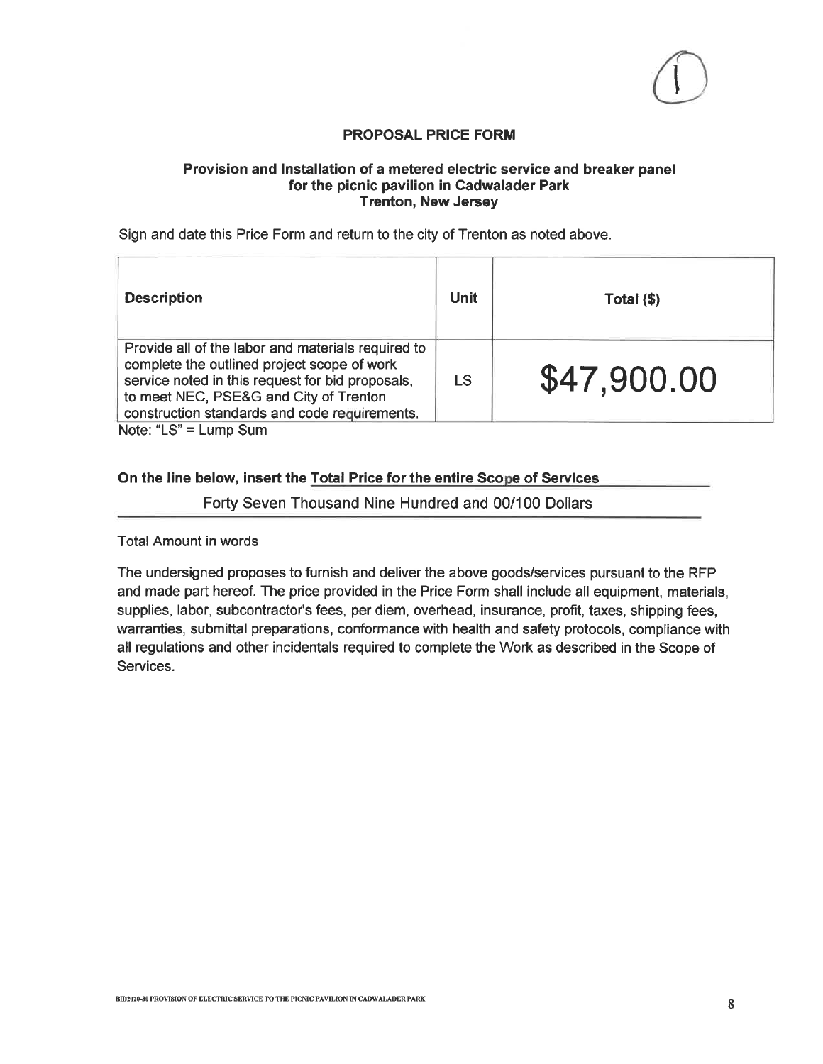## PROPOSAL PRICE FORM

### Provision and Installation of a metered electric service and breaker panel for the picnic pavilion in Cadwalader Park Trenton, New Jersey

Sign and date this Price Form and return to the city of Trenton as noted above.

| Description | Unit | Total ($) |
|---|---|---|
| Provide all of the labor and materials required to complete the outlined project scope of work service noted in this request for bid proposals, to meet NEC, PSE&G and City of Trenton construction standards and code requirements. | LS | $47,900.00 |

Note: "LS" = Lump Sum

**On the line below, insert the Total Price for the entire Scope of Services**

Forty Seven Thousand Nine Hundred and 00/100 Dollars

Total Amount in words

The undersigned proposes to furnish and deliver the above goods/services pursuant to the RFP and made part hereof. The price provided in the Price Form shall include all equipment, materials, supplies, labor, subcontractor's fees, per diem, overhead, insurance, profit, taxes, shipping fees, warranties, submittal preparations, conformance with health and safety protocols, compliance with all regulations and other incidentals required to complete the Work as described in the Scope of Services.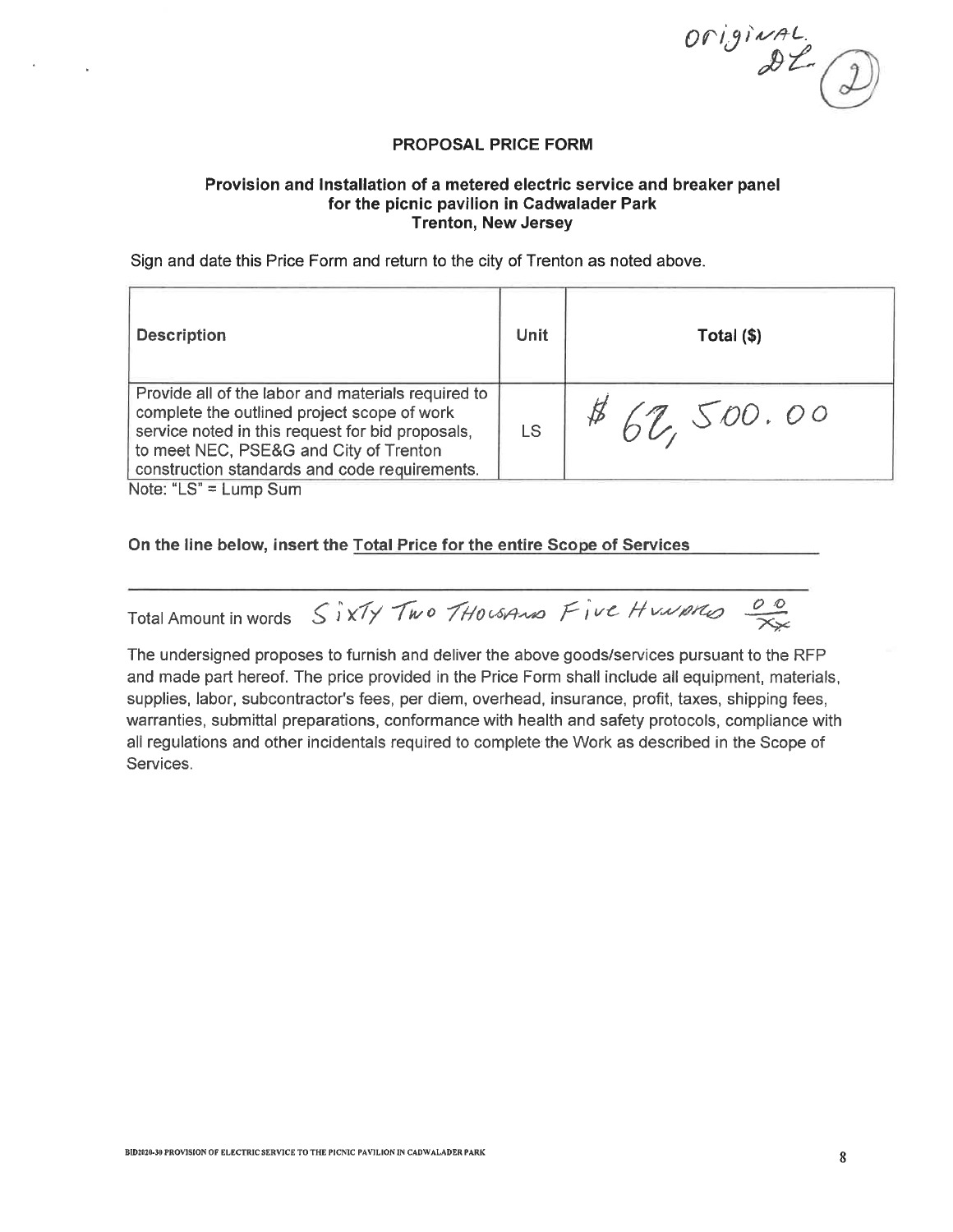Original DL (2)

**PROPOSAL PRICE FORM**

**Provision and Installation of a metered electric service and breaker panel for the picnic pavilion in Cadwalader Park Trenton, New Jersey**

Sign and date this Price Form and return to the city of Trenton as noted above.

| Description | Unit | Total ($) |
|---|---|---|
| Provide all of the labor and materials required to complete the outlined project scope of work service noted in this request for bid proposals, to meet NEC, PSE&G and City of Trenton construction standards and code requirements. | LS | $ 62,500.00 |

Note: "LS" = Lump Sum

**On the line below, insert the Total Price for the entire Scope of Services**

Total Amount in words SIXTY TWO THOUSAND FIVE HUNDRED 00/XX

The undersigned proposes to furnish and deliver the above goods/services pursuant to the RFP and made part hereof. The price provided in the Price Form shall include all equipment, materials, supplies, labor, subcontractor's fees, per diem, overhead, insurance, profit, taxes, shipping fees, warranties, submittal preparations, conformance with health and safety protocols, compliance with all regulations and other incidentals required to complete the Work as described in the Scope of Services.

BID2020-30 PROVISION OF ELECTRIC SERVICE TO THE PICNIC PAVILION IN CADWALADER PARK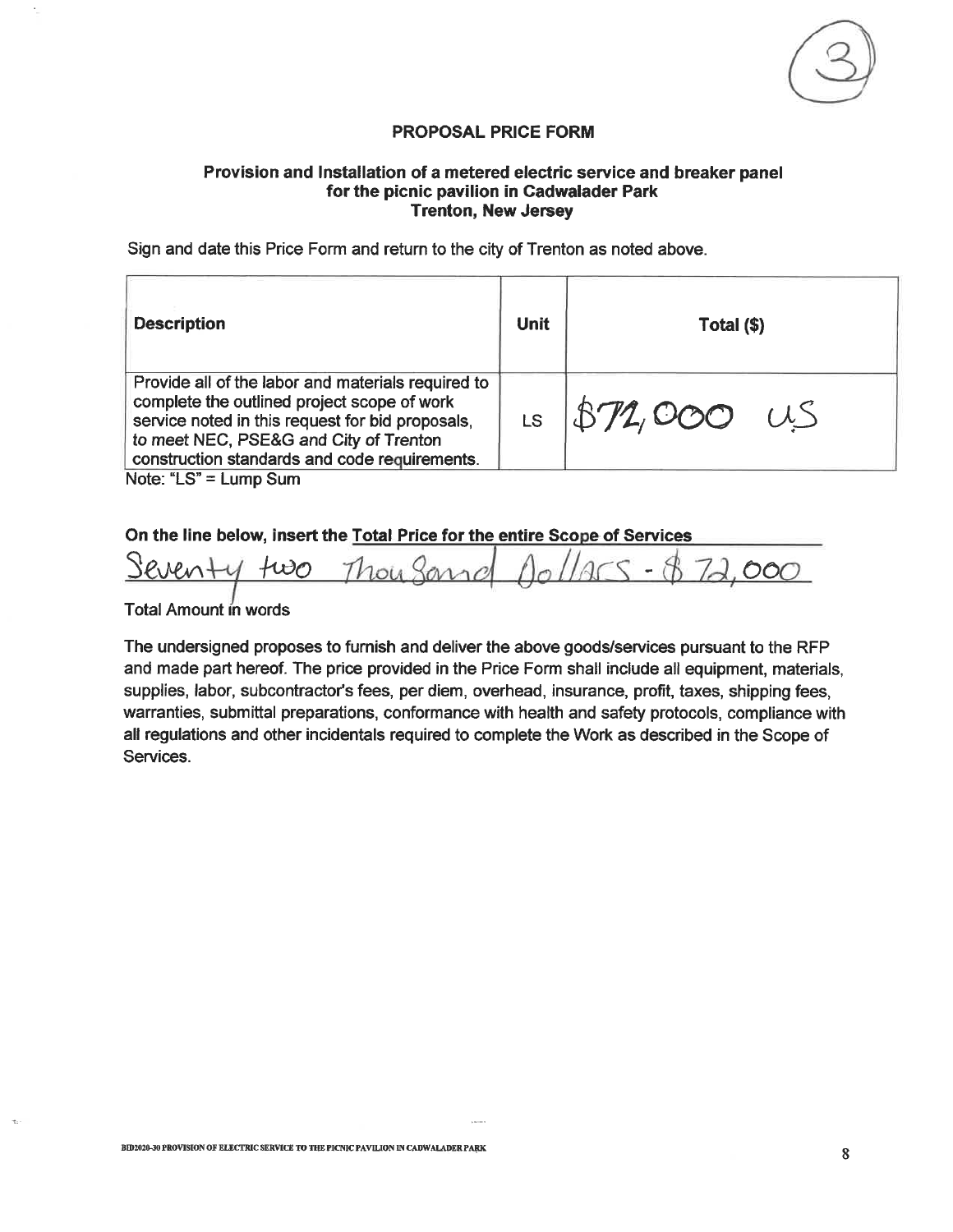(3)

## PROPOSAL PRICE FORM

### Provision and Installation of a metered electric service and breaker panel for the picnic pavilion in Cadwalader Park Trenton, New Jersey

Sign and date this Price Form and return to the city of Trenton as noted above.

| Description | Unit | Total ($) |
|---|---|---|
| Provide all of the labor and materials required to complete the outlined project scope of work service noted in this request for bid proposals, to meet NEC, PSE&G and City of Trenton construction standards and code requirements. | LS | $72,000 US |

Note: "LS" = Lump Sum

**On the line below, insert the Total Price for the entire Scope of Services**

Seventy two Thousand Dollars - $72,000

Total Amount in words

The undersigned proposes to furnish and deliver the above goods/services pursuant to the RFP and made part hereof. The price provided in the Price Form shall include all equipment, materials, supplies, labor, subcontractor's fees, per diem, overhead, insurance, profit, taxes, shipping fees, warranties, submittal preparations, conformance with health and safety protocols, compliance with all regulations and other incidentals required to complete the Work as described in the Scope of Services.